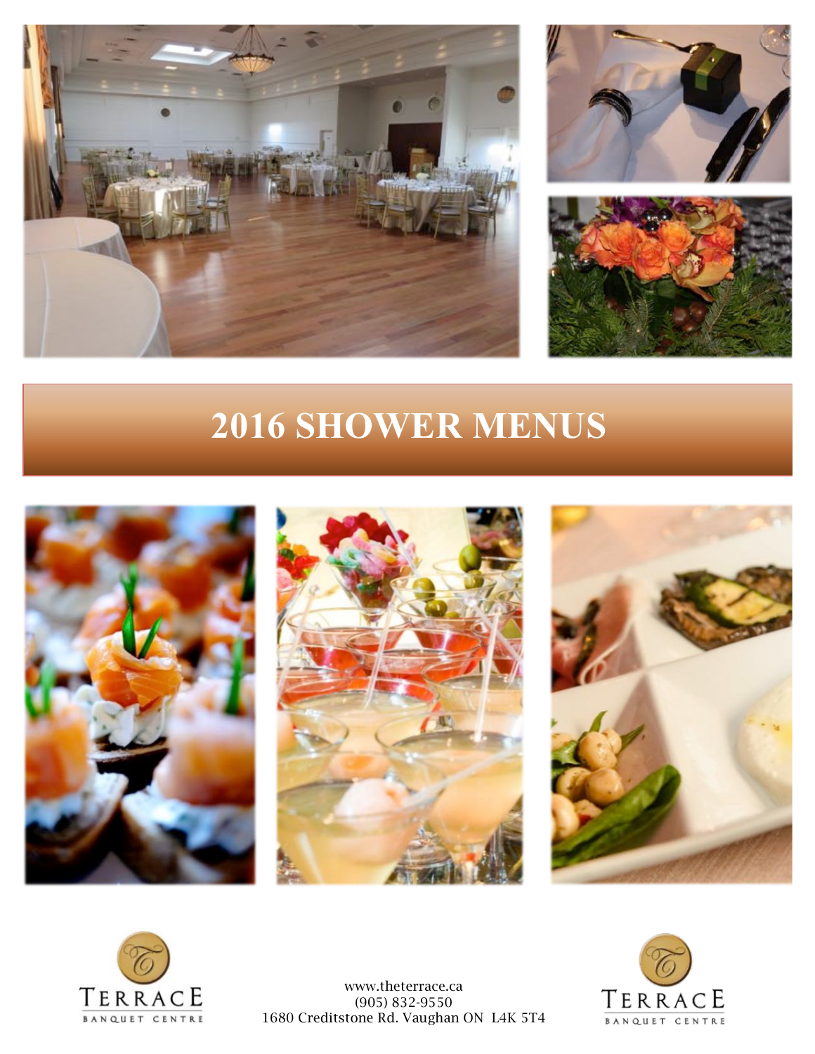# 2016 SHOWER MENUS

TERRACE
BANQUET CENTRE

www.theterrace.ca
(905) 832-9550
1680 Creditstone Rd. Vaughan ON L4K 5T4

TERRACE
BANQUET CENTRE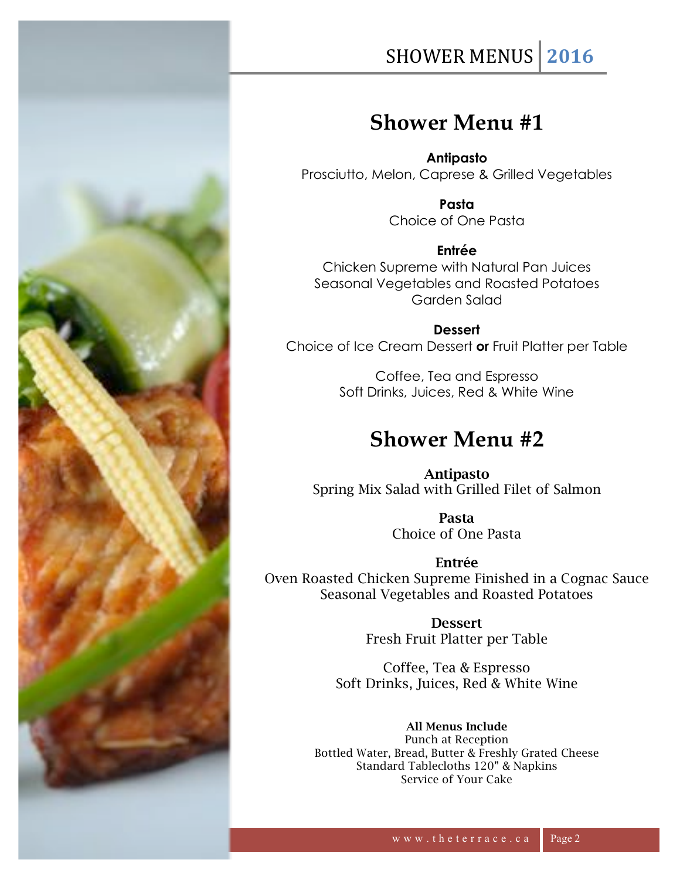## Shower Menu #1

**Antipasto**
Prosciutto, Melon, Caprese & Grilled Vegetables

**Pasta**
Choice of One Pasta

**Entrée**
Chicken Supreme with Natural Pan Juices
Seasonal Vegetables and Roasted Potatoes
Garden Salad

**Dessert**
Choice of Ice Cream Dessert **or** Fruit Platter per Table

Coffee, Tea and Espresso
Soft Drinks, Juices, Red & White Wine

## Shower Menu #2

**Antipasto**
Spring Mix Salad with Grilled Filet of Salmon

**Pasta**
Choice of One Pasta

**Entrée**
Oven Roasted Chicken Supreme Finished in a Cognac Sauce
Seasonal Vegetables and Roasted Potatoes

**Dessert**
Fresh Fruit Platter per Table

Coffee, Tea & Espresso
Soft Drinks, Juices, Red & White Wine

**All Menus Include**
Punch at Reception
Bottled Water, Bread, Butter & Freshly Grated Cheese
Standard Tablecloths 120" & Napkins
Service of Your Cake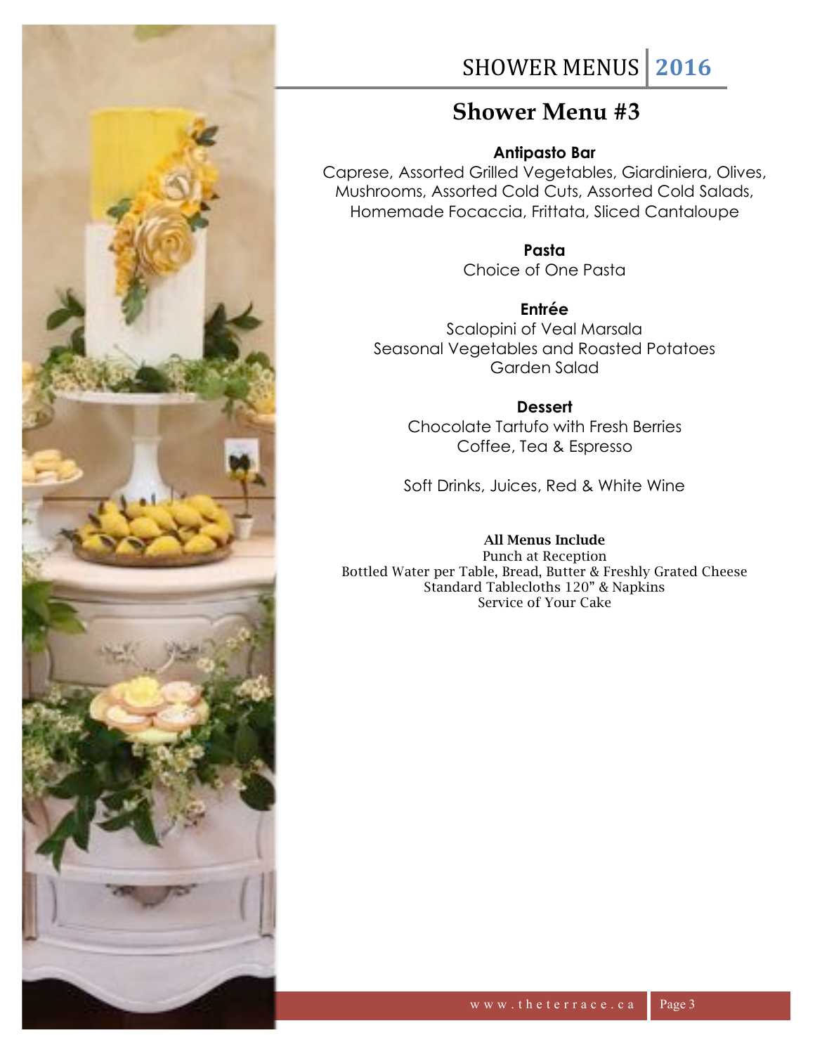# SHOWER MENUS 2016

## Shower Menu #3

**Antipasto Bar**
Caprese, Assorted Grilled Vegetables, Giardiniera, Olives, Mushrooms, Assorted Cold Cuts, Assorted Cold Salads, Homemade Focaccia, Frittata, Sliced Cantaloupe

**Pasta**
Choice of One Pasta

**Entrée**
Scalopini of Veal Marsala
Seasonal Vegetables and Roasted Potatoes
Garden Salad

**Dessert**
Chocolate Tartufo with Fresh Berries
Coffee, Tea & Espresso

Soft Drinks, Juices, Red & White Wine

**All Menus Include**
Punch at Reception
Bottled Water per Table, Bread, Butter & Freshly Grated Cheese
Standard Tablecloths 120" & Napkins
Service of Your Cake

www.theterrace.ca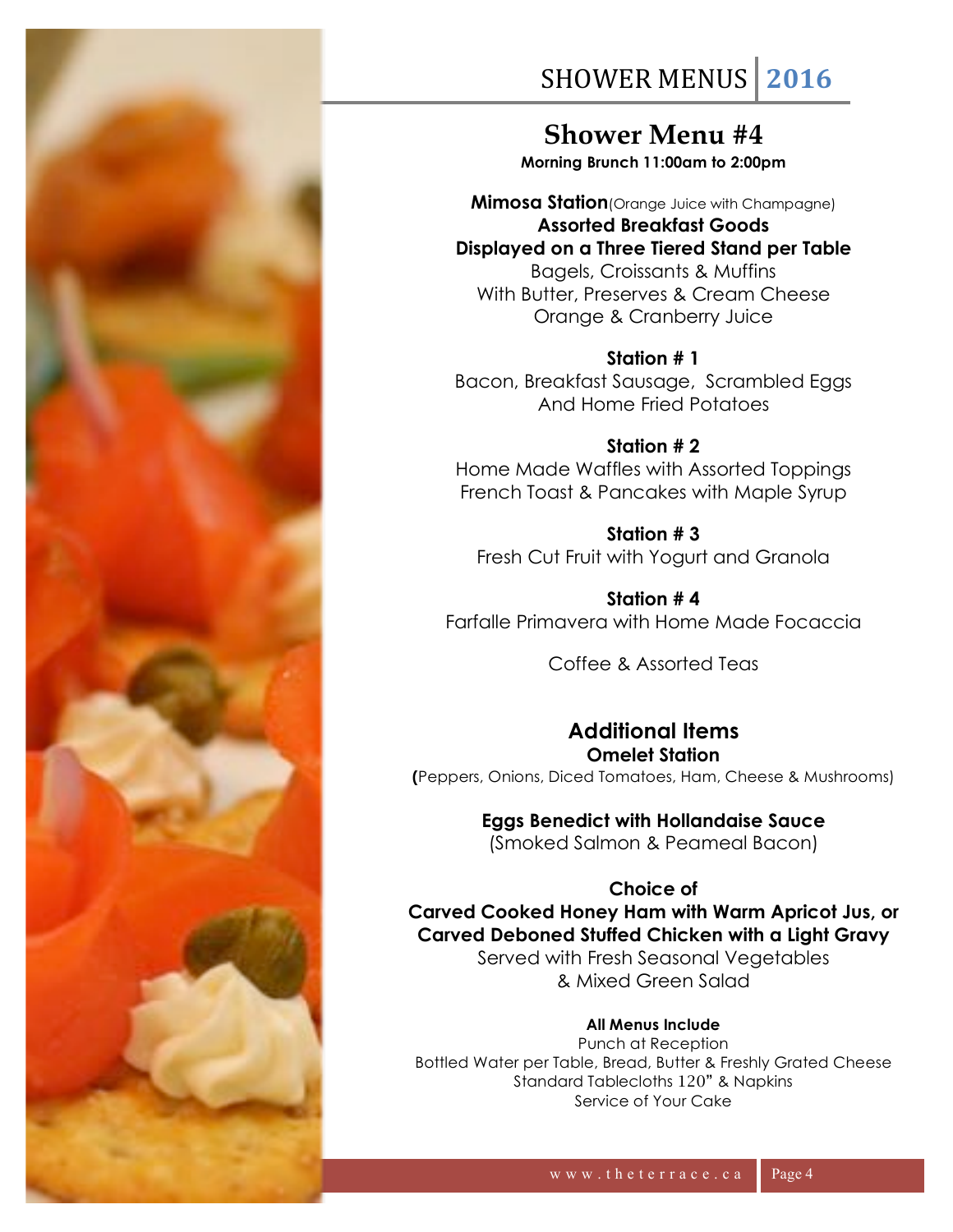# SHOWER MENUS 2016

## Shower Menu #4

**Morning Brunch 11:00am to 2:00pm**

**Mimosa Station**(Orange Juice with Champagne)
**Assorted Breakfast Goods**
**Displayed on a Three Tiered Stand per Table**
Bagels, Croissants & Muffins
With Butter, Preserves & Cream Cheese
Orange & Cranberry Juice

**Station # 1**
Bacon, Breakfast Sausage, Scrambled Eggs
And Home Fried Potatoes

**Station # 2**
Home Made Waffles with Assorted Toppings
French Toast & Pancakes with Maple Syrup

**Station # 3**
Fresh Cut Fruit with Yogurt and Granola

**Station # 4**
Farfalle Primavera with Home Made Focaccia

Coffee & Assorted Teas

### Additional Items

**Omelet Station**
(Peppers, Onions, Diced Tomatoes, Ham, Cheese & Mushrooms)

**Eggs Benedict with Hollandaise Sauce**
(Smoked Salmon & Peameal Bacon)

**Choice of**
**Carved Cooked Honey Ham with Warm Apricot Jus, or**
**Carved Deboned Stuffed Chicken with a Light Gravy**
Served with Fresh Seasonal Vegetables
& Mixed Green Salad

**All Menus Include**
Punch at Reception
Bottled Water per Table, Bread, Butter & Freshly Grated Cheese
Standard Tablecloths 120" & Napkins
Service of Your Cake

www.theterrace.ca